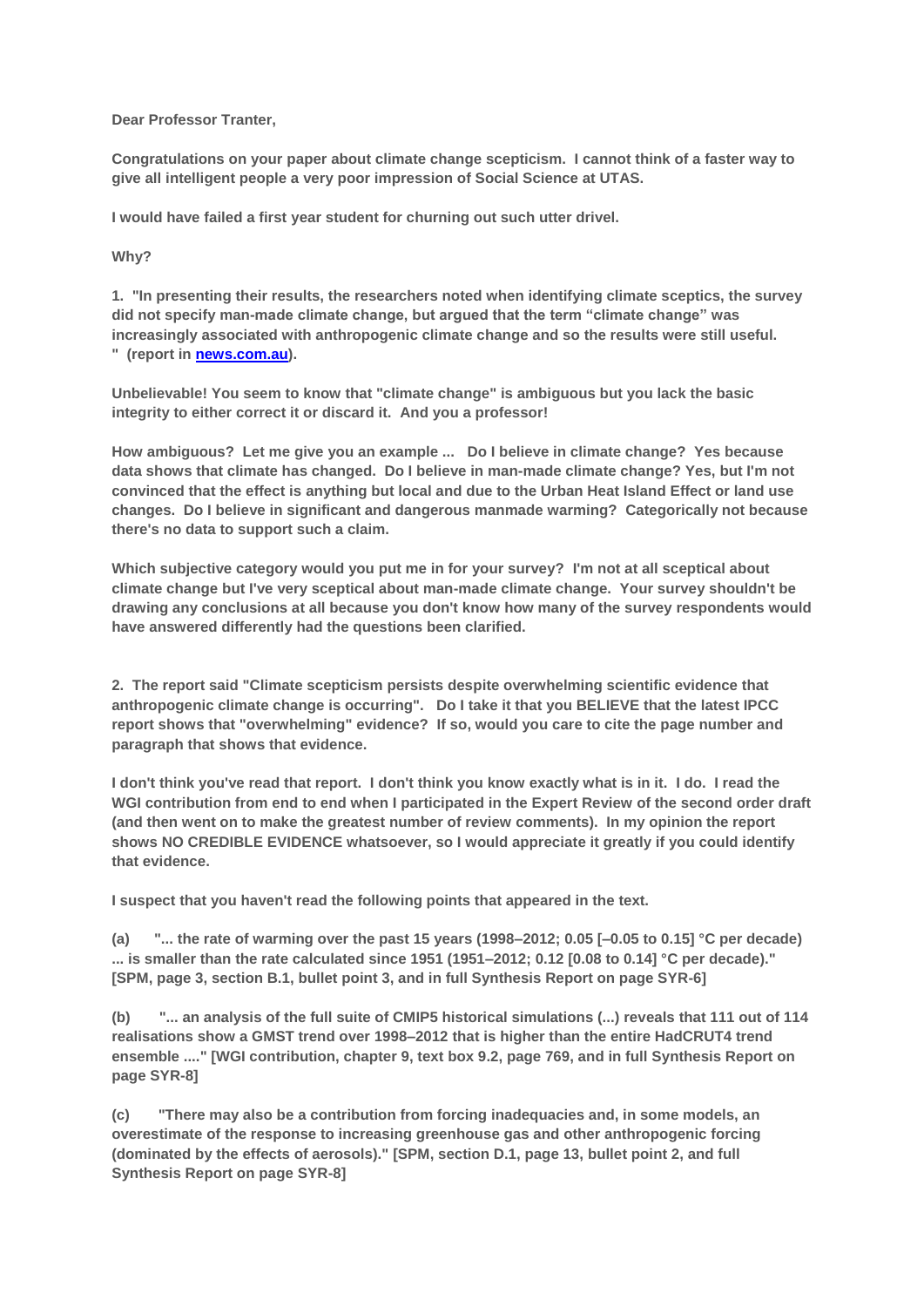**Dear Professor Tranter,**

**Congratulations on your paper about climate change scepticism. I cannot think of a faster way to give all intelligent people a very poor impression of Social Science at UTAS.**

**I would have failed a first year student for churning out such utter drivel.**

**Why?**

**1. "In presenting their results, the researchers noted when identifying climate sceptics, the survey did not specify man-made climate change, but argued that the term "climate change" was increasingly associated with anthropogenic climate change and so the results were still useful. " (report in [news.com.au](news.com.au)).**

**Unbelievable! You seem to know that "climate change" is ambiguous but you lack the basic integrity to either correct it or discard it. And you a professor!**

**How ambiguous? Let me give you an example ... Do I believe in climate change? Yes because data shows that climate has changed. Do I believe in man-made climate change? Yes, but I'm not convinced that the effect is anything but local and due to the Urban Heat Island Effect or land use changes. Do I believe in significant and dangerous manmade warming? Categorically not because there's no data to support such a claim.**

**Which subjective category would you put me in for your survey? I'm not at all sceptical about climate change but I've very sceptical about man-made climate change. Your survey shouldn't be drawing any conclusions at all because you don't know how many of the survey respondents would have answered differently had the questions been clarified.**

**2. The report said "Climate scepticism persists despite overwhelming scientific evidence that anthropogenic climate change is occurring". Do I take it that you BELIEVE that the latest IPCC report shows that "overwhelming" evidence? If so, would you care to cite the page number and paragraph that shows that evidence.**

**I don't think you've read that report. I don't think you know exactly what is in it. I do. I read the WGI contribution from end to end when I participated in the Expert Review of the second order draft (and then went on to make the greatest number of review comments). In my opinion the report shows NO CREDIBLE EVIDENCE whatsoever, so I would appreciate it greatly if you could identify that evidence.**

**I suspect that you haven't read the following points that appeared in the text.**

**(a) "... the rate of warming over the past 15 years (1998–2012; 0.05 [–0.05 to 0.15] °C per decade) ... is smaller than the rate calculated since 1951 (1951–2012; 0.12 [0.08 to 0.14] °C per decade)." [SPM, page 3, section B.1, bullet point 3, and in full Synthesis Report on page SYR-6]**

**(b) "... an analysis of the full suite of CMIP5 historical simulations (...) reveals that 111 out of 114 realisations show a GMST trend over 1998–2012 that is higher than the entire HadCRUT4 trend ensemble ...." [WGI contribution, chapter 9, text box 9.2, page 769, and in full Synthesis Report on page SYR-8]**

**(c) "There may also be a contribution from forcing inadequacies and, in some models, an overestimate of the response to increasing greenhouse gas and other anthropogenic forcing (dominated by the effects of aerosols)." [SPM, section D.1, page 13, bullet point 2, and full Synthesis Report on page SYR-8]**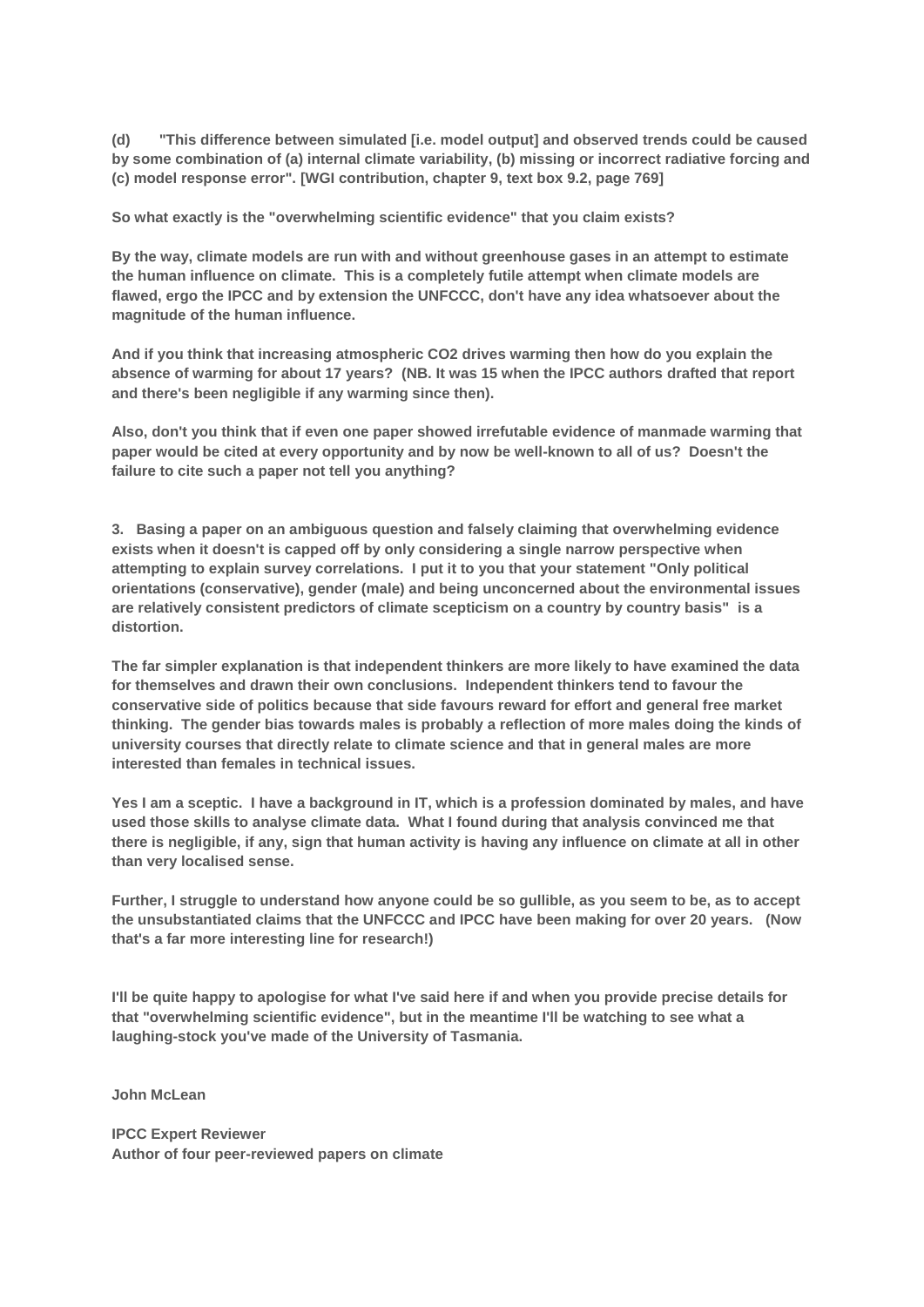**(d) "This difference between simulated [i.e. model output] and observed trends could be caused by some combination of (a) internal climate variability, (b) missing or incorrect radiative forcing and (c) model response error". [WGI contribution, chapter 9, text box 9.2, page 769]**

**So what exactly is the "overwhelming scientific evidence" that you claim exists?**

**By the way, climate models are run with and without greenhouse gases in an attempt to estimate the human influence on climate. This is a completely futile attempt when climate models are flawed, ergo the IPCC and by extension the UNFCCC, don't have any idea whatsoever about the magnitude of the human influence.**

**And if you think that increasing atmospheric CO2 drives warming then how do you explain the absence of warming for about 17 years? (NB. It was 15 when the IPCC authors drafted that report and there's been negligible if any warming since then).**

**Also, don't you think that if even one paper showed irrefutable evidence of manmade warming that paper would be cited at every opportunity and by now be well-known to all of us? Doesn't the failure to cite such a paper not tell you anything?**

**3. Basing a paper on an ambiguous question and falsely claiming that overwhelming evidence exists when it doesn't is capped off by only considering a single narrow perspective when attempting to explain survey correlations. I put it to you that your statement "Only political orientations (conservative), gender (male) and being unconcerned about the environmental issues are relatively consistent predictors of climate scepticism on a country by country basis" is a distortion.**

**The far simpler explanation is that independent thinkers are more likely to have examined the data for themselves and drawn their own conclusions. Independent thinkers tend to favour the conservative side of politics because that side favours reward for effort and general free market thinking. The gender bias towards males is probably a reflection of more males doing the kinds of university courses that directly relate to climate science and that in general males are more interested than females in technical issues.**

**Yes I am a sceptic. I have a background in IT, which is a profession dominated by males, and have used those skills to analyse climate data. What I found during that analysis convinced me that there is negligible, if any, sign that human activity is having any influence on climate at all in other than very localised sense.**

**Further, I struggle to understand how anyone could be so gullible, as you seem to be, as to accept the unsubstantiated claims that the UNFCCC and IPCC have been making for over 20 years. (Now that's a far more interesting line for research!)**

**I'll be quite happy to apologise for what I've said here if and when you provide precise details for that "overwhelming scientific evidence", but in the meantime I'll be watching to see what a laughing-stock you've made of the University of Tasmania.**

**John McLean**

**IPCC Expert Reviewer**
**Author of four peer-reviewed papers on climate**